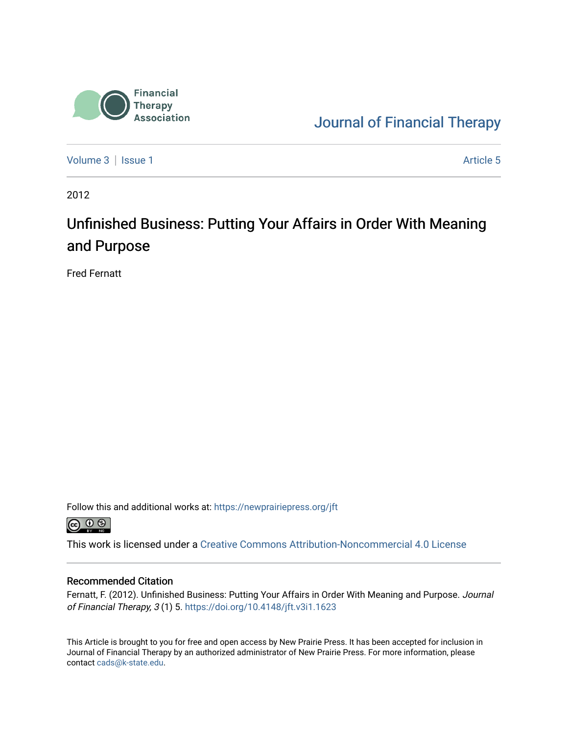Financial Therapy Association

Journal of Financial Therapy

Volume 3 | Issue 1 Article 5

2012

# Unfinished Business: Putting Your Affairs in Order With Meaning and Purpose

Fred Fernatt

Follow this and additional works at: https://newprairiepress.org/jft

This work is licensed under a Creative Commons Attribution-Noncommercial 4.0 License

## Recommended Citation

Fernatt, F. (2012). Unfinished Business: Putting Your Affairs in Order With Meaning and Purpose. *Journal of Financial Therapy, 3* (1) 5. https://doi.org/10.4148/jft.v3i1.1623

This Article is brought to you for free and open access by New Prairie Press. It has been accepted for inclusion in Journal of Financial Therapy by an authorized administrator of New Prairie Press. For more information, please contact cads@k-state.edu.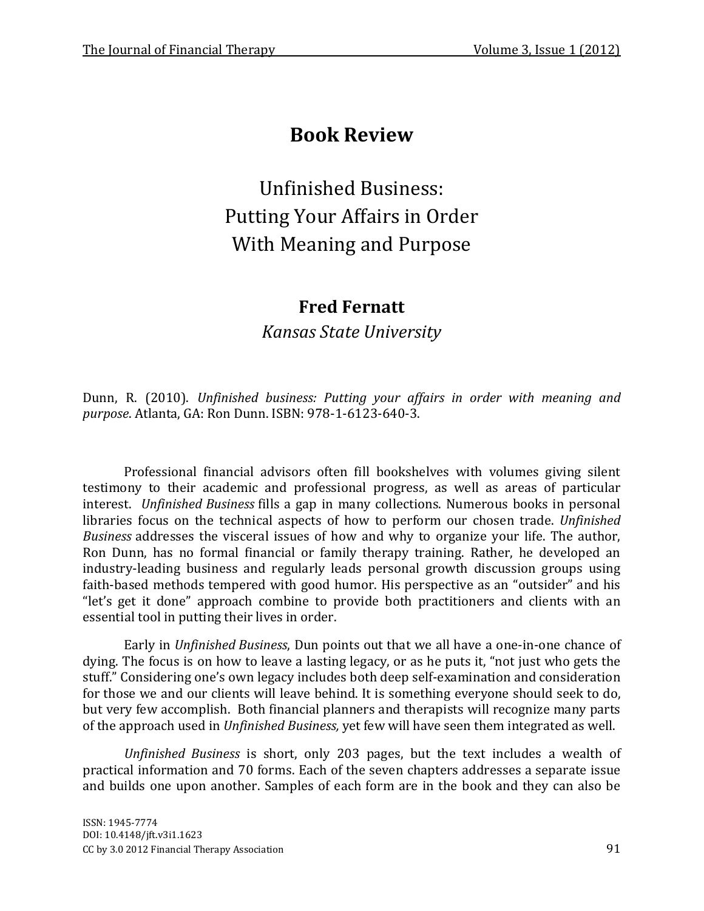# Book Review

## Unfinished Business: Putting Your Affairs in Order With Meaning and Purpose

**Fred Fernatt**

*Kansas State University*

Dunn, R. (2010). *Unfinished business: Putting your affairs in order with meaning and purpose*. Atlanta, GA: Ron Dunn. ISBN: 978-1-6123-640-3.

Professional financial advisors often fill bookshelves with volumes giving silent testimony to their academic and professional progress, as well as areas of particular interest. *Unfinished Business* fills a gap in many collections. Numerous books in personal libraries focus on the technical aspects of how to perform our chosen trade. *Unfinished Business* addresses the visceral issues of how and why to organize your life. The author, Ron Dunn, has no formal financial or family therapy training. Rather, he developed an industry-leading business and regularly leads personal growth discussion groups using faith-based methods tempered with good humor. His perspective as an "outsider" and his "let's get it done" approach combine to provide both practitioners and clients with an essential tool in putting their lives in order.

Early in *Unfinished Business*, Dun points out that we all have a one-in-one chance of dying. The focus is on how to leave a lasting legacy, or as he puts it, "not just who gets the stuff." Considering one's own legacy includes both deep self-examination and consideration for those we and our clients will leave behind. It is something everyone should seek to do, but very few accomplish. Both financial planners and therapists will recognize many parts of the approach used in *Unfinished Business,* yet few will have seen them integrated as well.

*Unfinished Business* is short, only 203 pages, but the text includes a wealth of practical information and 70 forms. Each of the seven chapters addresses a separate issue and builds one upon another. Samples of each form are in the book and they can also be

ISSN: 1945-7774
DOI: 10.4148/jft.v3i1.1623
CC by 3.0 2012 Financial Therapy Association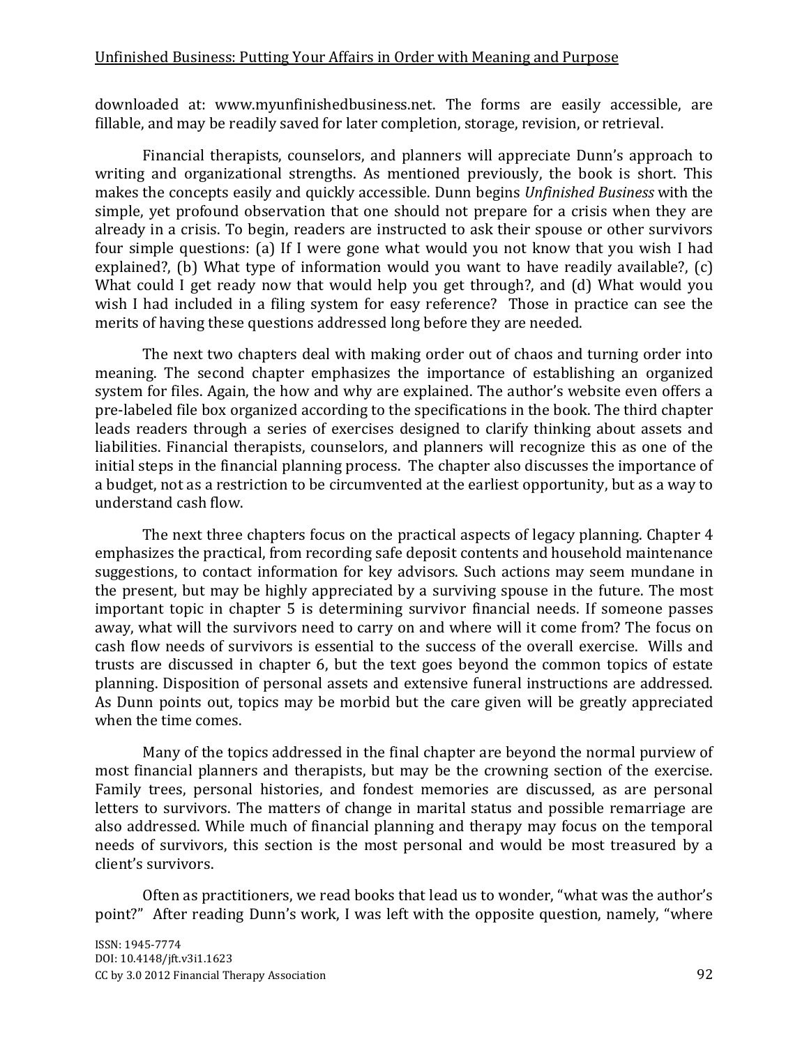downloaded at: www.myunfinishedbusiness.net. The forms are easily accessible, are fillable, and may be readily saved for later completion, storage, revision, or retrieval.

Financial therapists, counselors, and planners will appreciate Dunn's approach to writing and organizational strengths. As mentioned previously, the book is short. This makes the concepts easily and quickly accessible. Dunn begins *Unfinished Business* with the simple, yet profound observation that one should not prepare for a crisis when they are already in a crisis. To begin, readers are instructed to ask their spouse or other survivors four simple questions: (a) If I were gone what would you not know that you wish I had explained?, (b) What type of information would you want to have readily available?, (c) What could I get ready now that would help you get through?, and (d) What would you wish I had included in a filing system for easy reference? Those in practice can see the merits of having these questions addressed long before they are needed.

The next two chapters deal with making order out of chaos and turning order into meaning. The second chapter emphasizes the importance of establishing an organized system for files. Again, the how and why are explained. The author's website even offers a pre-labeled file box organized according to the specifications in the book. The third chapter leads readers through a series of exercises designed to clarify thinking about assets and liabilities. Financial therapists, counselors, and planners will recognize this as one of the initial steps in the financial planning process. The chapter also discusses the importance of a budget, not as a restriction to be circumvented at the earliest opportunity, but as a way to understand cash flow.

The next three chapters focus on the practical aspects of legacy planning. Chapter 4 emphasizes the practical, from recording safe deposit contents and household maintenance suggestions, to contact information for key advisors. Such actions may seem mundane in the present, but may be highly appreciated by a surviving spouse in the future. The most important topic in chapter 5 is determining survivor financial needs. If someone passes away, what will the survivors need to carry on and where will it come from? The focus on cash flow needs of survivors is essential to the success of the overall exercise. Wills and trusts are discussed in chapter 6, but the text goes beyond the common topics of estate planning. Disposition of personal assets and extensive funeral instructions are addressed. As Dunn points out, topics may be morbid but the care given will be greatly appreciated when the time comes.

Many of the topics addressed in the final chapter are beyond the normal purview of most financial planners and therapists, but may be the crowning section of the exercise. Family trees, personal histories, and fondest memories are discussed, as are personal letters to survivors. The matters of change in marital status and possible remarriage are also addressed. While much of financial planning and therapy may focus on the temporal needs of survivors, this section is the most personal and would be most treasured by a client's survivors.

Often as practitioners, we read books that lead us to wonder, "what was the author's point?" After reading Dunn's work, I was left with the opposite question, namely, "where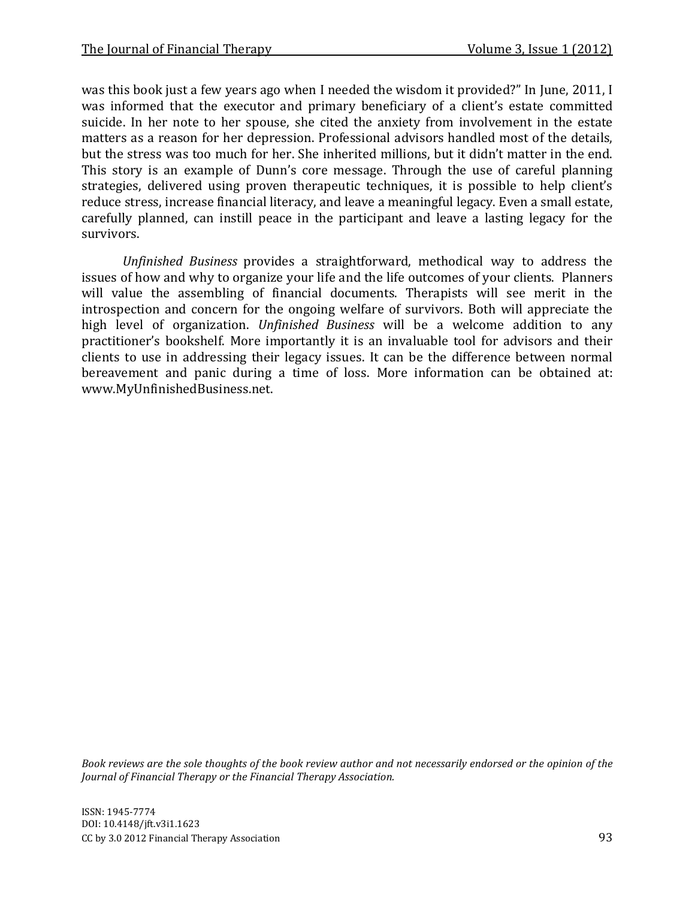was this book just a few years ago when I needed the wisdom it provided?" In June, 2011, I was informed that the executor and primary beneficiary of a client's estate committed suicide. In her note to her spouse, she cited the anxiety from involvement in the estate matters as a reason for her depression. Professional advisors handled most of the details, but the stress was too much for her. She inherited millions, but it didn't matter in the end. This story is an example of Dunn's core message. Through the use of careful planning strategies, delivered using proven therapeutic techniques, it is possible to help client's reduce stress, increase financial literacy, and leave a meaningful legacy. Even a small estate, carefully planned, can instill peace in the participant and leave a lasting legacy for the survivors.

*Unfinished Business* provides a straightforward, methodical way to address the issues of how and why to organize your life and the life outcomes of your clients. Planners will value the assembling of financial documents. Therapists will see merit in the introspection and concern for the ongoing welfare of survivors. Both will appreciate the high level of organization. *Unfinished Business* will be a welcome addition to any practitioner's bookshelf. More importantly it is an invaluable tool for advisors and their clients to use in addressing their legacy issues. It can be the difference between normal bereavement and panic during a time of loss. More information can be obtained at: www.MyUnfinishedBusiness.net.

*Book reviews are the sole thoughts of the book review author and not necessarily endorsed or the opinion of the Journal of Financial Therapy or the Financial Therapy Association.*

ISSN: 1945-7774
DOI: 10.4148/jft.v3i1.1623
CC by 3.0 2012 Financial Therapy Association